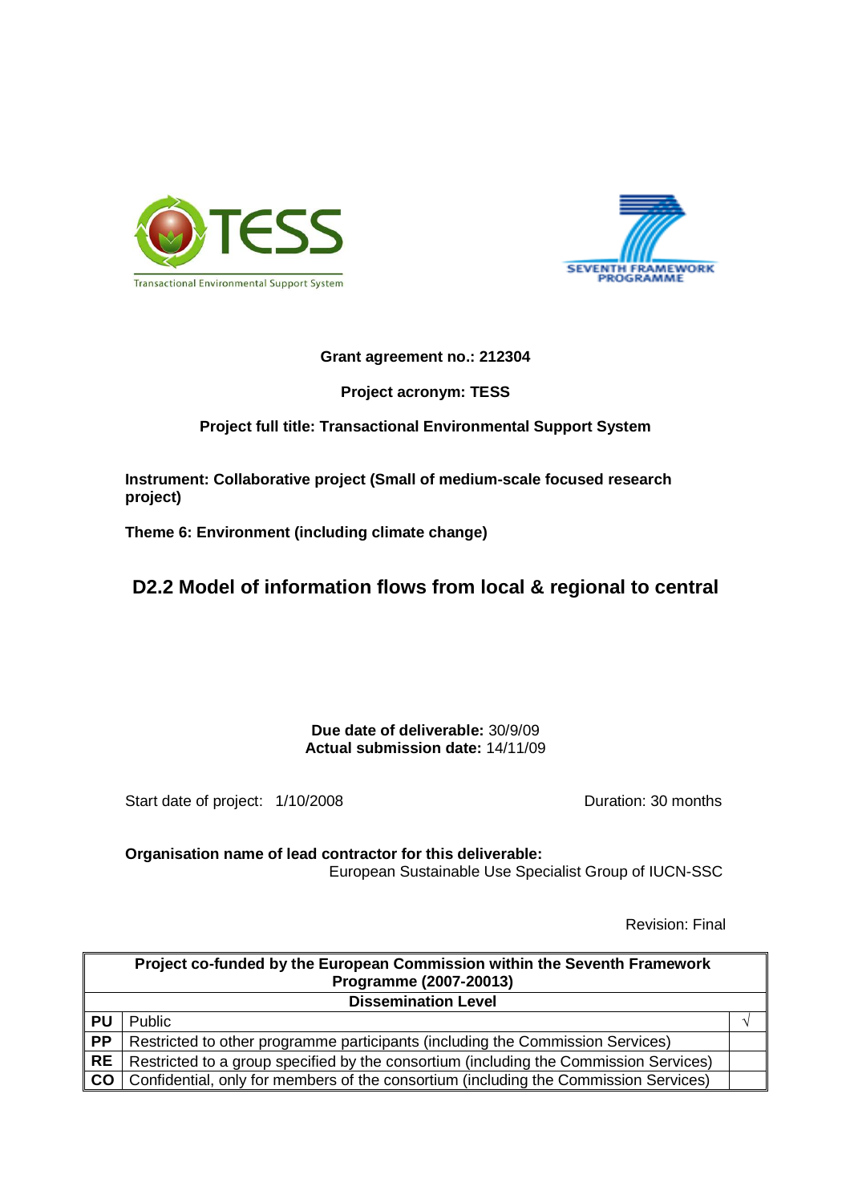TESS

Transactional Environmental Support System

SEVENTH FRAMEWORK PROGRAMME

**Grant agreement no.: 212304**

**Project acronym: TESS**

**Project full title: Transactional Environmental Support System**

**Instrument: Collaborative project (Small of medium-scale focused research project)**

**Theme 6: Environment (including climate change)**

# D2.2 Model of information flows from local & regional to central

**Due date of deliverable:** 30/9/09
**Actual submission date:** 14/11/09

Start date of project: 1/10/2008

Duration: 30 months

**Organisation name of lead contractor for this deliverable:**
European Sustainable Use Specialist Group of IUCN-SSC

Revision: Final

| **Project co-funded by the European Commission within the Seventh Framework Programme (2007-20013)** | | |
|---|---|---|
| **Dissemination Level** | | |
| **PU** | Public | √ |
| **PP** | Restricted to other programme participants (including the Commission Services) | |
| **RE** | Restricted to a group specified by the consortium (including the Commission Services) | |
| **CO** | Confidential, only for members of the consortium (including the Commission Services) | |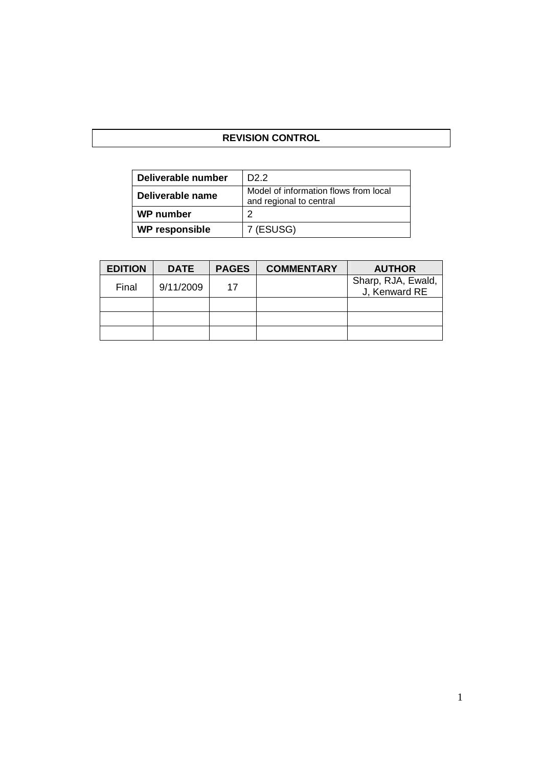**REVISION CONTROL**

| Deliverable number | D2.2 |
|---|---|
| Deliverable name | Model of information flows from local and regional to central |
| WP number | 2 |
| WP responsible | 7 (ESUSG) |

| EDITION | DATE | PAGES | COMMENTARY | AUTHOR |
|---|---|---|---|---|
| Final | 9/11/2009 | 17 | | Sharp, RJA, Ewald, J, Kenward RE |
| | | | | |
| | | | | |
| | | | | |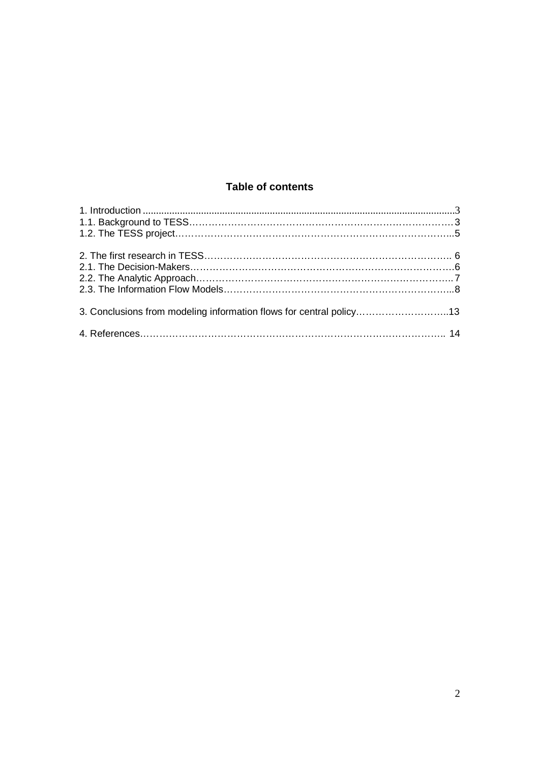## Table of contents

1. Introduction ......................................................................................................................3
1.1. Background to TESS…………………………………………………………………………3
1.2. The TESS project……………………………………………………………………………...5

2. The first research in TESS…………………………………………………………………… 6
2.1. The Decision-Makers…………………………………………………………………………6
2.2. The Analytic Approach……………………………………………………………………... 7
2.3. The Information Flow Models………………………………………………………………..8

3. Conclusions from modeling information flows for central policy………………………..13

4. References……………………………………………………………………………………. 14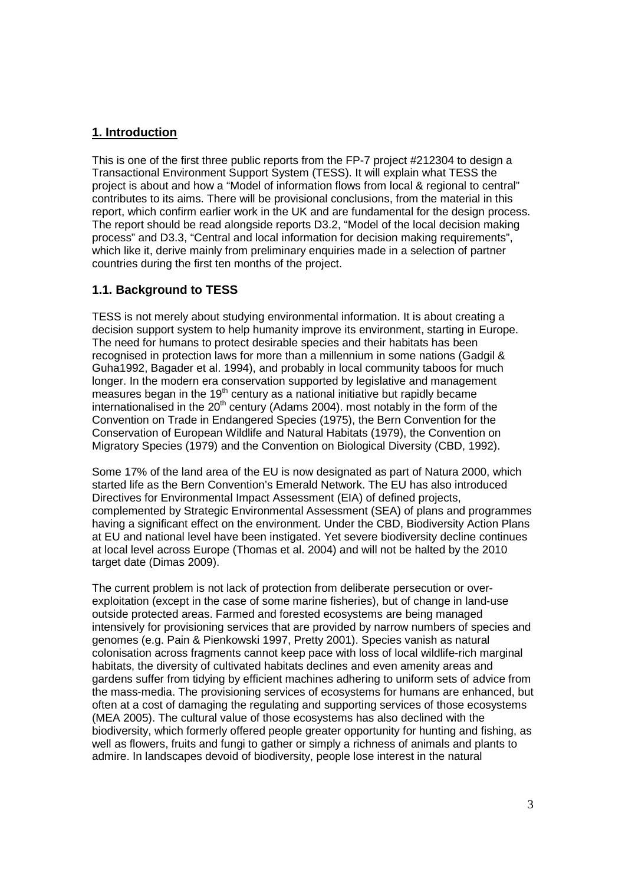## 1. Introduction

This is one of the first three public reports from the FP-7 project #212304 to design a Transactional Environment Support System (TESS). It will explain what TESS the project is about and how a "Model of information flows from local & regional to central" contributes to its aims. There will be provisional conclusions, from the material in this report, which confirm earlier work in the UK and are fundamental for the design process. The report should be read alongside reports D3.2, "Model of the local decision making process" and D3.3, "Central and local information for decision making requirements", which like it, derive mainly from preliminary enquiries made in a selection of partner countries during the first ten months of the project.

### 1.1. Background to TESS

TESS is not merely about studying environmental information. It is about creating a decision support system to help humanity improve its environment, starting in Europe. The need for humans to protect desirable species and their habitats has been recognised in protection laws for more than a millennium in some nations (Gadgil & Guha1992, Bagader et al. 1994), and probably in local community taboos for much longer. In the modern era conservation supported by legislative and management measures began in the 19th century as a national initiative but rapidly became internationalised in the 20th century (Adams 2004). most notably in the form of the Convention on Trade in Endangered Species (1975), the Bern Convention for the Conservation of European Wildlife and Natural Habitats (1979), the Convention on Migratory Species (1979) and the Convention on Biological Diversity (CBD, 1992).

Some 17% of the land area of the EU is now designated as part of Natura 2000, which started life as the Bern Convention's Emerald Network. The EU has also introduced Directives for Environmental Impact Assessment (EIA) of defined projects, complemented by Strategic Environmental Assessment (SEA) of plans and programmes having a significant effect on the environment. Under the CBD, Biodiversity Action Plans at EU and national level have been instigated. Yet severe biodiversity decline continues at local level across Europe (Thomas et al. 2004) and will not be halted by the 2010 target date (Dimas 2009).

The current problem is not lack of protection from deliberate persecution or over-exploitation (except in the case of some marine fisheries), but of change in land-use outside protected areas. Farmed and forested ecosystems are being managed intensively for provisioning services that are provided by narrow numbers of species and genomes (e.g. Pain & Pienkowski 1997, Pretty 2001). Species vanish as natural colonisation across fragments cannot keep pace with loss of local wildlife-rich marginal habitats, the diversity of cultivated habitats declines and even amenity areas and gardens suffer from tidying by efficient machines adhering to uniform sets of advice from the mass-media. The provisioning services of ecosystems for humans are enhanced, but often at a cost of damaging the regulating and supporting services of those ecosystems (MEA 2005). The cultural value of those ecosystems has also declined with the biodiversity, which formerly offered people greater opportunity for hunting and fishing, as well as flowers, fruits and fungi to gather or simply a richness of animals and plants to admire. In landscapes devoid of biodiversity, people lose interest in the natural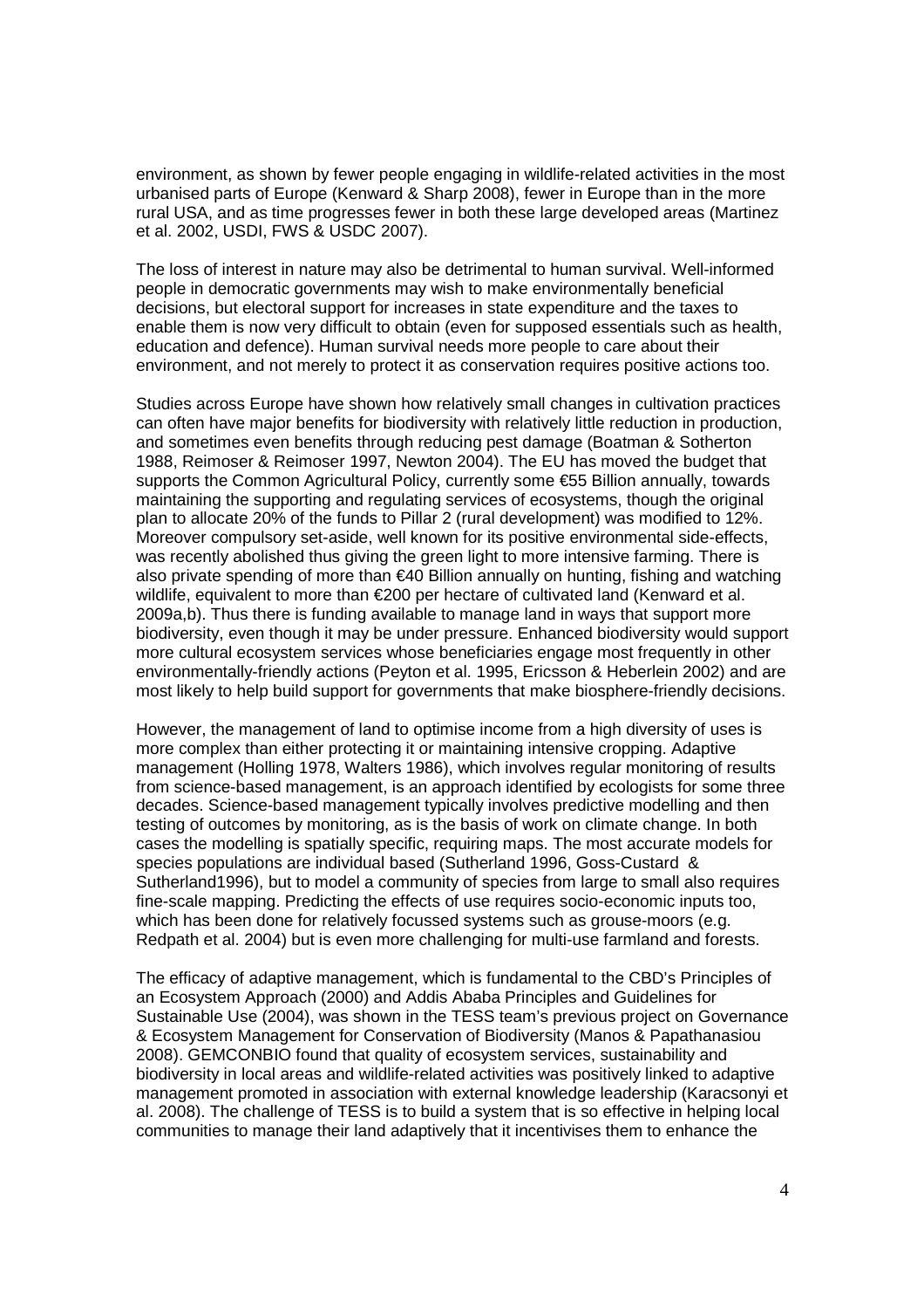environment, as shown by fewer people engaging in wildlife-related activities in the most urbanised parts of Europe (Kenward & Sharp 2008), fewer in Europe than in the more rural USA, and as time progresses fewer in both these large developed areas (Martinez et al. 2002, USDI, FWS & USDC 2007).

The loss of interest in nature may also be detrimental to human survival. Well-informed people in democratic governments may wish to make environmentally beneficial decisions, but electoral support for increases in state expenditure and the taxes to enable them is now very difficult to obtain (even for supposed essentials such as health, education and defence). Human survival needs more people to care about their environment, and not merely to protect it as conservation requires positive actions too.

Studies across Europe have shown how relatively small changes in cultivation practices can often have major benefits for biodiversity with relatively little reduction in production, and sometimes even benefits through reducing pest damage (Boatman & Sotherton 1988, Reimoser & Reimoser 1997, Newton 2004). The EU has moved the budget that supports the Common Agricultural Policy, currently some €55 Billion annually, towards maintaining the supporting and regulating services of ecosystems, though the original plan to allocate 20% of the funds to Pillar 2 (rural development) was modified to 12%. Moreover compulsory set-aside, well known for its positive environmental side-effects, was recently abolished thus giving the green light to more intensive farming. There is also private spending of more than €40 Billion annually on hunting, fishing and watching wildlife, equivalent to more than €200 per hectare of cultivated land (Kenward et al. 2009a,b). Thus there is funding available to manage land in ways that support more biodiversity, even though it may be under pressure. Enhanced biodiversity would support more cultural ecosystem services whose beneficiaries engage most frequently in other environmentally-friendly actions (Peyton et al. 1995, Ericsson & Heberlein 2002) and are most likely to help build support for governments that make biosphere-friendly decisions.

However, the management of land to optimise income from a high diversity of uses is more complex than either protecting it or maintaining intensive cropping. Adaptive management (Holling 1978, Walters 1986), which involves regular monitoring of results from science-based management, is an approach identified by ecologists for some three decades. Science-based management typically involves predictive modelling and then testing of outcomes by monitoring, as is the basis of work on climate change. In both cases the modelling is spatially specific, requiring maps. The most accurate models for species populations are individual based (Sutherland 1996, Goss-Custard & Sutherland1996), but to model a community of species from large to small also requires fine-scale mapping. Predicting the effects of use requires socio-economic inputs too, which has been done for relatively focussed systems such as grouse-moors (e.g. Redpath et al. 2004) but is even more challenging for multi-use farmland and forests.

The efficacy of adaptive management, which is fundamental to the CBD's Principles of an Ecosystem Approach (2000) and Addis Ababa Principles and Guidelines for Sustainable Use (2004), was shown in the TESS team's previous project on Governance & Ecosystem Management for Conservation of Biodiversity (Manos & Papathanasiou 2008). GEMCONBIO found that quality of ecosystem services, sustainability and biodiversity in local areas and wildlife-related activities was positively linked to adaptive management promoted in association with external knowledge leadership (Karacsonyi et al. 2008). The challenge of TESS is to build a system that is so effective in helping local communities to manage their land adaptively that it incentivises them to enhance the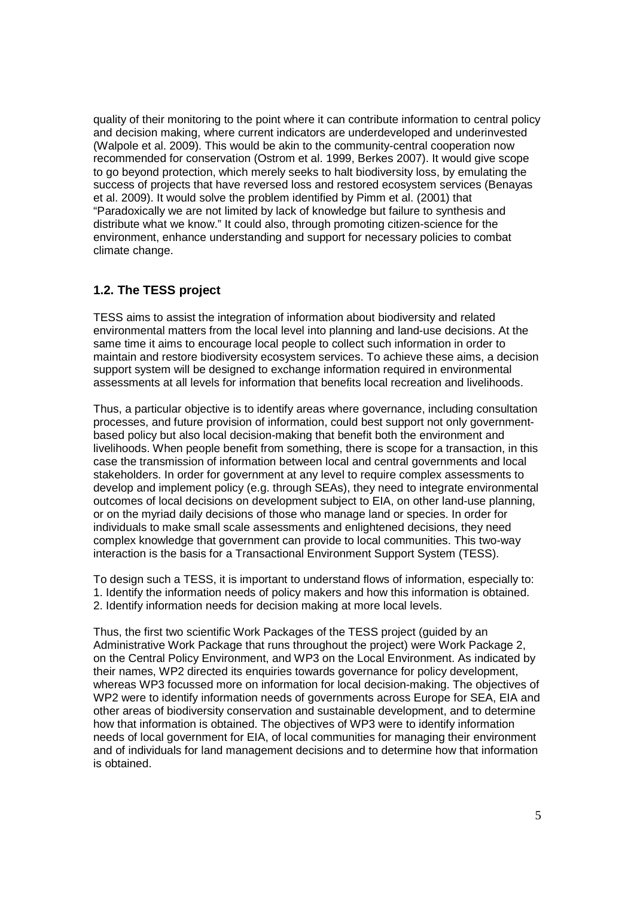quality of their monitoring to the point where it can contribute information to central policy and decision making, where current indicators are underdeveloped and underinvested (Walpole et al. 2009). This would be akin to the community-central cooperation now recommended for conservation (Ostrom et al. 1999, Berkes 2007). It would give scope to go beyond protection, which merely seeks to halt biodiversity loss, by emulating the success of projects that have reversed loss and restored ecosystem services (Benayas et al. 2009). It would solve the problem identified by Pimm et al. (2001) that "Paradoxically we are not limited by lack of knowledge but failure to synthesis and distribute what we know." It could also, through promoting citizen-science for the environment, enhance understanding and support for necessary policies to combat climate change.

## 1.2. The TESS project

TESS aims to assist the integration of information about biodiversity and related environmental matters from the local level into planning and land-use decisions. At the same time it aims to encourage local people to collect such information in order to maintain and restore biodiversity ecosystem services. To achieve these aims, a decision support system will be designed to exchange information required in environmental assessments at all levels for information that benefits local recreation and livelihoods.

Thus, a particular objective is to identify areas where governance, including consultation processes, and future provision of information, could best support not only government-based policy but also local decision-making that benefit both the environment and livelihoods. When people benefit from something, there is scope for a transaction, in this case the transmission of information between local and central governments and local stakeholders. In order for government at any level to require complex assessments to develop and implement policy (e.g. through SEAs), they need to integrate environmental outcomes of local decisions on development subject to EIA, on other land-use planning, or on the myriad daily decisions of those who manage land or species. In order for individuals to make small scale assessments and enlightened decisions, they need complex knowledge that government can provide to local communities. This two-way interaction is the basis for a Transactional Environment Support System (TESS).

To design such a TESS, it is important to understand flows of information, especially to:
1. Identify the information needs of policy makers and how this information is obtained.
2. Identify information needs for decision making at more local levels.

Thus, the first two scientific Work Packages of the TESS project (guided by an Administrative Work Package that runs throughout the project) were Work Package 2, on the Central Policy Environment, and WP3 on the Local Environment. As indicated by their names, WP2 directed its enquiries towards governance for policy development, whereas WP3 focussed more on information for local decision-making. The objectives of WP2 were to identify information needs of governments across Europe for SEA, EIA and other areas of biodiversity conservation and sustainable development, and to determine how that information is obtained. The objectives of WP3 were to identify information needs of local government for EIA, of local communities for managing their environment and of individuals for land management decisions and to determine how that information is obtained.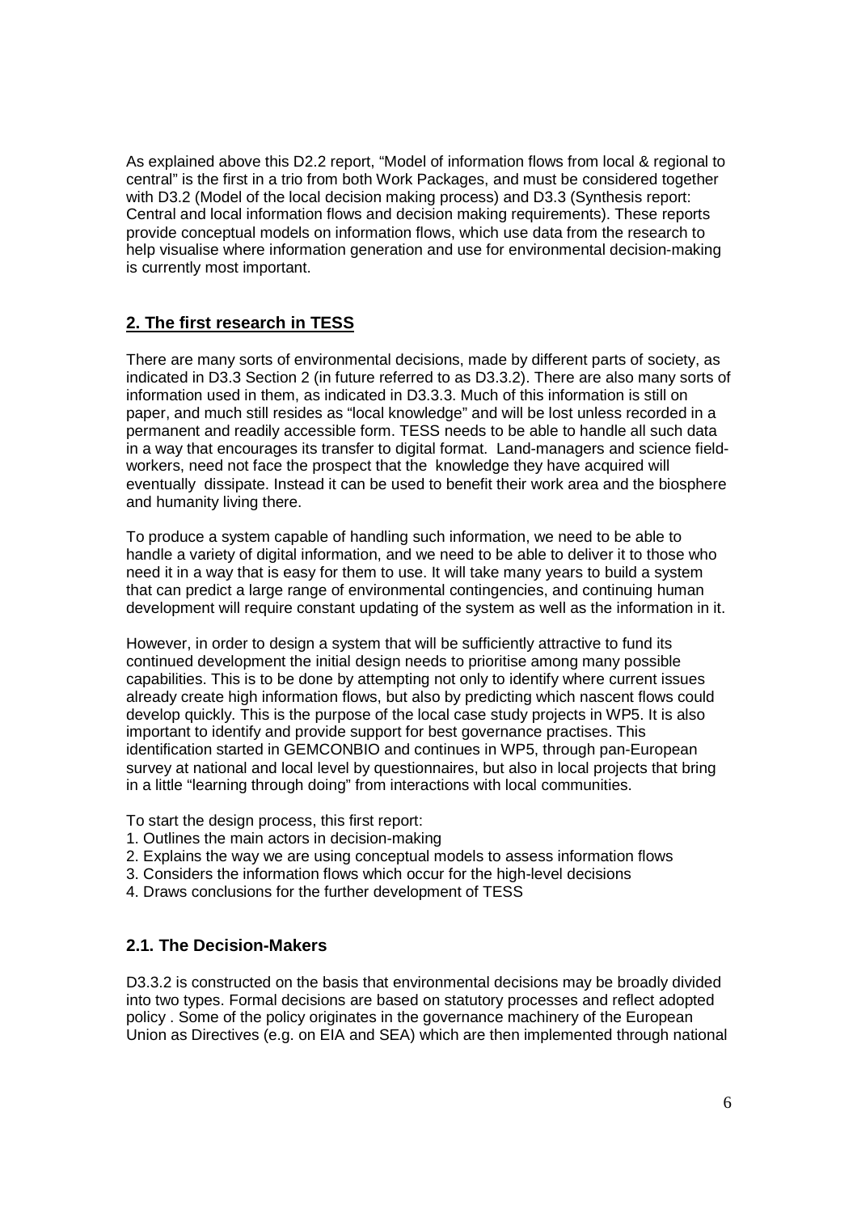As explained above this D2.2 report, "Model of information flows from local & regional to central" is the first in a trio from both Work Packages, and must be considered together with D3.2 (Model of the local decision making process) and D3.3 (Synthesis report: Central and local information flows and decision making requirements). These reports provide conceptual models on information flows, which use data from the research to help visualise where information generation and use for environmental decision-making is currently most important.

## 2. The first research in TESS

There are many sorts of environmental decisions, made by different parts of society, as indicated in D3.3 Section 2 (in future referred to as D3.3.2). There are also many sorts of information used in them, as indicated in D3.3.3. Much of this information is still on paper, and much still resides as "local knowledge" and will be lost unless recorded in a permanent and readily accessible form. TESS needs to be able to handle all such data in a way that encourages its transfer to digital format. Land-managers and science field-workers, need not face the prospect that the knowledge they have acquired will eventually dissipate. Instead it can be used to benefit their work area and the biosphere and humanity living there.

To produce a system capable of handling such information, we need to be able to handle a variety of digital information, and we need to be able to deliver it to those who need it in a way that is easy for them to use. It will take many years to build a system that can predict a large range of environmental contingencies, and continuing human development will require constant updating of the system as well as the information in it.

However, in order to design a system that will be sufficiently attractive to fund its continued development the initial design needs to prioritise among many possible capabilities. This is to be done by attempting not only to identify where current issues already create high information flows, but also by predicting which nascent flows could develop quickly. This is the purpose of the local case study projects in WP5. It is also important to identify and provide support for best governance practises. This identification started in GEMCONBIO and continues in WP5, through pan-European survey at national and local level by questionnaires, but also in local projects that bring in a little "learning through doing" from interactions with local communities.

To start the design process, this first report:

1. Outlines the main actors in decision-making
2. Explains the way we are using conceptual models to assess information flows
3. Considers the information flows which occur for the high-level decisions
4. Draws conclusions for the further development of TESS

### 2.1. The Decision-Makers

D3.3.2 is constructed on the basis that environmental decisions may be broadly divided into two types. Formal decisions are based on statutory processes and reflect adopted policy . Some of the policy originates in the governance machinery of the European Union as Directives (e.g. on EIA and SEA) which are then implemented through national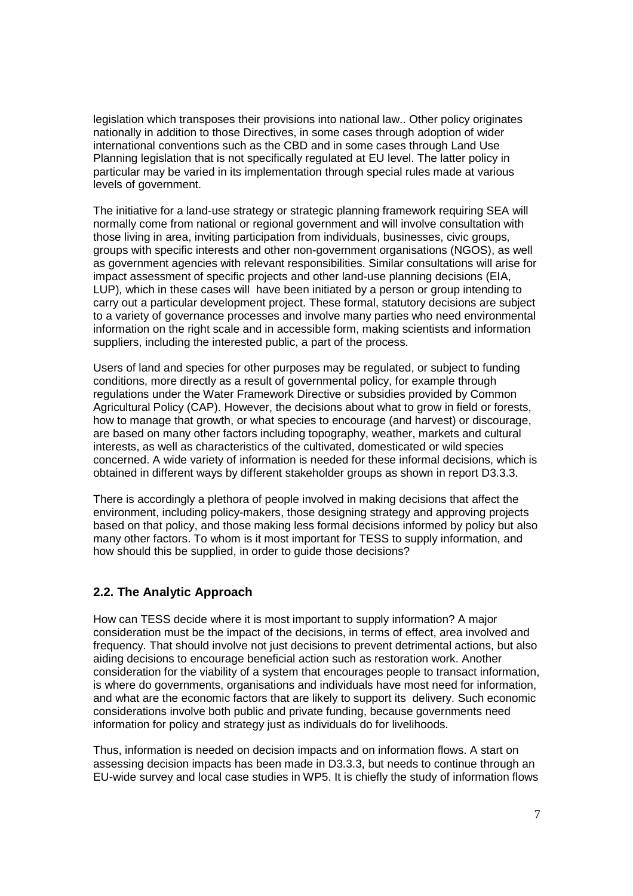legislation which transposes their provisions into national law.. Other policy originates nationally in addition to those Directives, in some cases through adoption of wider international conventions such as the CBD and in some cases through Land Use Planning legislation that is not specifically regulated at EU level. The latter policy in particular may be varied in its implementation through special rules made at various levels of government.

The initiative for a land-use strategy or strategic planning framework requiring SEA will normally come from national or regional government and will involve consultation with those living in area, inviting participation from individuals, businesses, civic groups, groups with specific interests and other non-government organisations (NGOS), as well as government agencies with relevant responsibilities. Similar consultations will arise for impact assessment of specific projects and other land-use planning decisions (EIA, LUP), which in these cases will have been initiated by a person or group intending to carry out a particular development project. These formal, statutory decisions are subject to a variety of governance processes and involve many parties who need environmental information on the right scale and in accessible form, making scientists and information suppliers, including the interested public, a part of the process.

Users of land and species for other purposes may be regulated, or subject to funding conditions, more directly as a result of governmental policy, for example through regulations under the Water Framework Directive or subsidies provided by Common Agricultural Policy (CAP). However, the decisions about what to grow in field or forests, how to manage that growth, or what species to encourage (and harvest) or discourage, are based on many other factors including topography, weather, markets and cultural interests, as well as characteristics of the cultivated, domesticated or wild species concerned. A wide variety of information is needed for these informal decisions, which is obtained in different ways by different stakeholder groups as shown in report D3.3.3.

There is accordingly a plethora of people involved in making decisions that affect the environment, including policy-makers, those designing strategy and approving projects based on that policy, and those making less formal decisions informed by policy but also many other factors. To whom is it most important for TESS to supply information, and how should this be supplied, in order to guide those decisions?

## 2.2. The Analytic Approach

How can TESS decide where it is most important to supply information? A major consideration must be the impact of the decisions, in terms of effect, area involved and frequency. That should involve not just decisions to prevent detrimental actions, but also aiding decisions to encourage beneficial action such as restoration work. Another consideration for the viability of a system that encourages people to transact information, is where do governments, organisations and individuals have most need for information, and what are the economic factors that are likely to support its delivery. Such economic considerations involve both public and private funding, because governments need information for policy and strategy just as individuals do for livelihoods.

Thus, information is needed on decision impacts and on information flows. A start on assessing decision impacts has been made in D3.3.3, but needs to continue through an EU-wide survey and local case studies in WP5. It is chiefly the study of information flows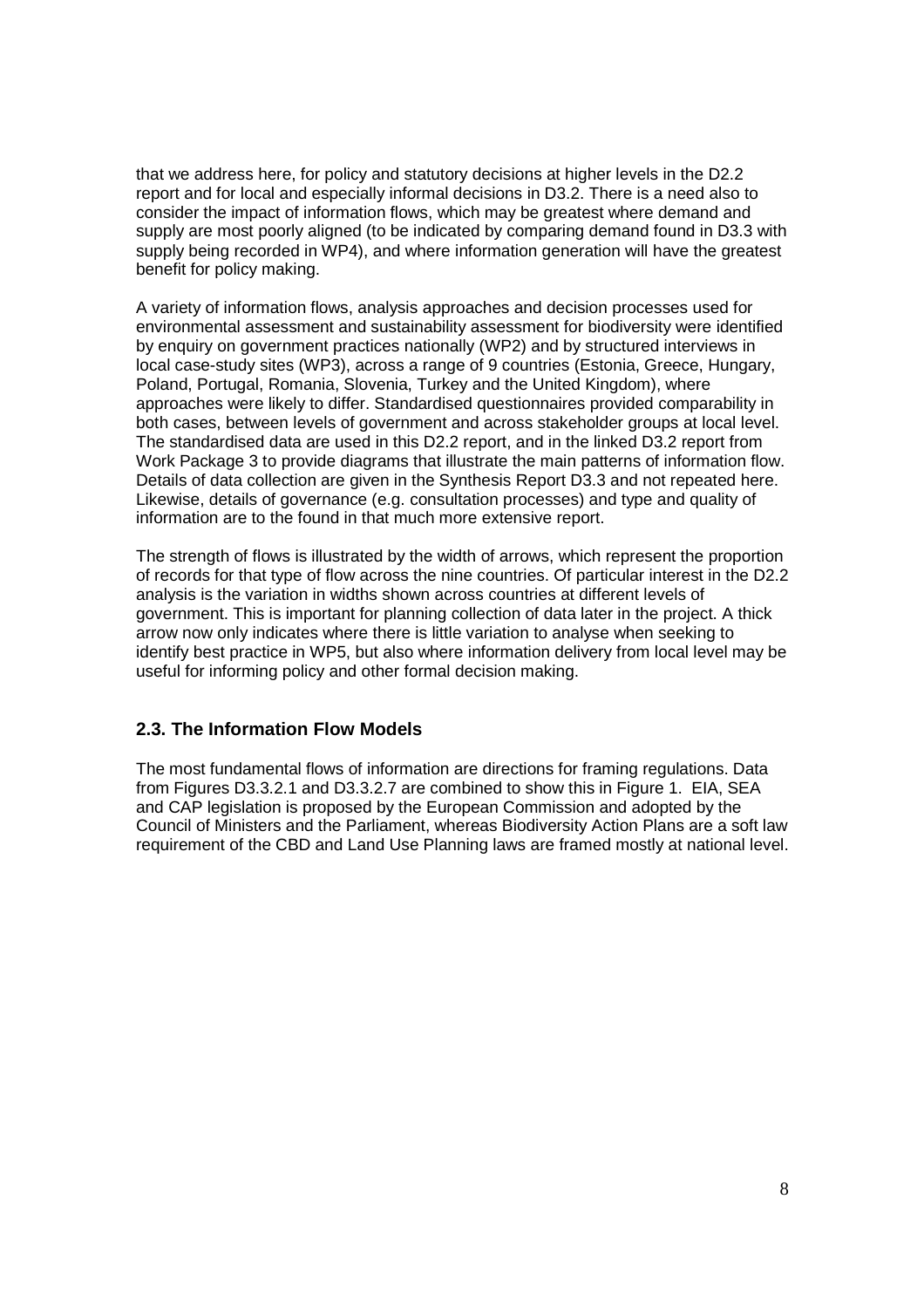that we address here, for policy and statutory decisions at higher levels in the D2.2 report and for local and especially informal decisions in D3.2. There is a need also to consider the impact of information flows, which may be greatest where demand and supply are most poorly aligned (to be indicated by comparing demand found in D3.3 with supply being recorded in WP4), and where information generation will have the greatest benefit for policy making.

A variety of information flows, analysis approaches and decision processes used for environmental assessment and sustainability assessment for biodiversity were identified by enquiry on government practices nationally (WP2) and by structured interviews in local case-study sites (WP3), across a range of 9 countries (Estonia, Greece, Hungary, Poland, Portugal, Romania, Slovenia, Turkey and the United Kingdom), where approaches were likely to differ. Standardised questionnaires provided comparability in both cases, between levels of government and across stakeholder groups at local level. The standardised data are used in this D2.2 report, and in the linked D3.2 report from Work Package 3 to provide diagrams that illustrate the main patterns of information flow. Details of data collection are given in the Synthesis Report D3.3 and not repeated here. Likewise, details of governance (e.g. consultation processes) and type and quality of information are to the found in that much more extensive report.

The strength of flows is illustrated by the width of arrows, which represent the proportion of records for that type of flow across the nine countries. Of particular interest in the D2.2 analysis is the variation in widths shown across countries at different levels of government. This is important for planning collection of data later in the project. A thick arrow now only indicates where there is little variation to analyse when seeking to identify best practice in WP5, but also where information delivery from local level may be useful for informing policy and other formal decision making.

## 2.3. The Information Flow Models

The most fundamental flows of information are directions for framing regulations. Data from Figures D3.3.2.1 and D3.3.2.7 are combined to show this in Figure 1. EIA, SEA and CAP legislation is proposed by the European Commission and adopted by the Council of Ministers and the Parliament, whereas Biodiversity Action Plans are a soft law requirement of the CBD and Land Use Planning laws are framed mostly at national level.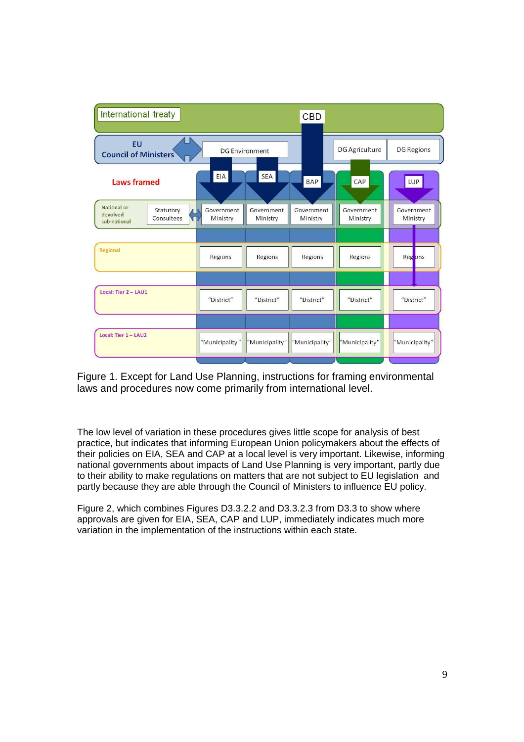Figure 1. Except for Land Use Planning, instructions for framing environmental laws and procedures now come primarily from international level.

The low level of variation in these procedures gives little scope for analysis of best practice, but indicates that informing European Union policymakers about the effects of their policies on EIA, SEA and CAP at a local level is very important. Likewise, informing national governments about impacts of Land Use Planning is very important, partly due to their ability to make regulations on matters that are not subject to EU legislation and partly because they are able through the Council of Ministers to influence EU policy.

Figure 2, which combines Figures D3.3.2.2 and D3.3.2.3 from D3.3 to show where approvals are given for EIA, SEA, CAP and LUP, immediately indicates much more variation in the implementation of the instructions within each state.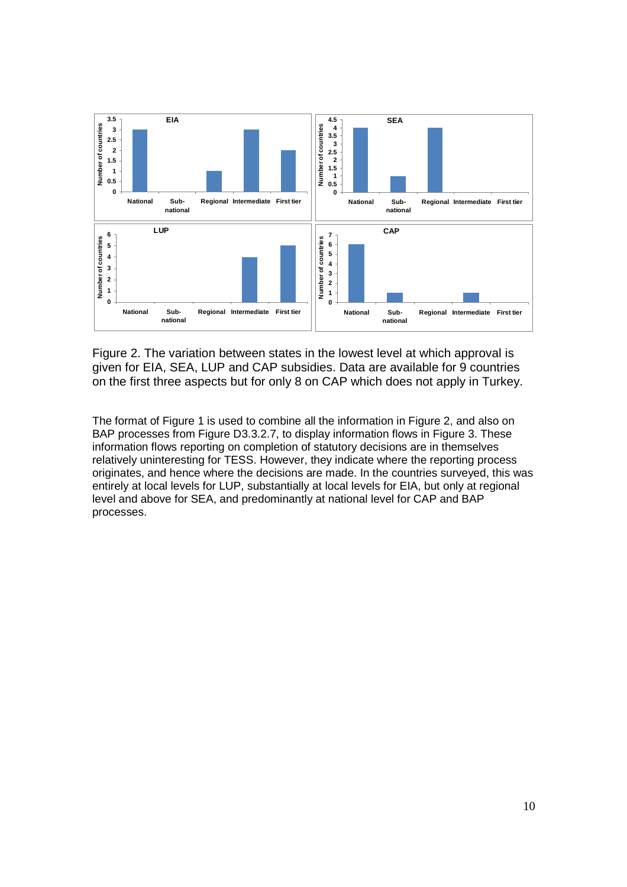Figure 2. The variation between states in the lowest level at which approval is given for EIA, SEA, LUP and CAP subsidies. Data are available for 9 countries on the first three aspects but for only 8 on CAP which does not apply in Turkey.

The format of Figure 1 is used to combine all the information in Figure 2, and also on BAP processes from Figure D3.3.2.7, to display information flows in Figure 3. These information flows reporting on completion of statutory decisions are in themselves relatively uninteresting for TESS. However, they indicate where the reporting process originates, and hence where the decisions are made. In the countries surveyed, this was entirely at local levels for LUP, substantially at local levels for EIA, but only at regional level and above for SEA, and predominantly at national level for CAP and BAP processes.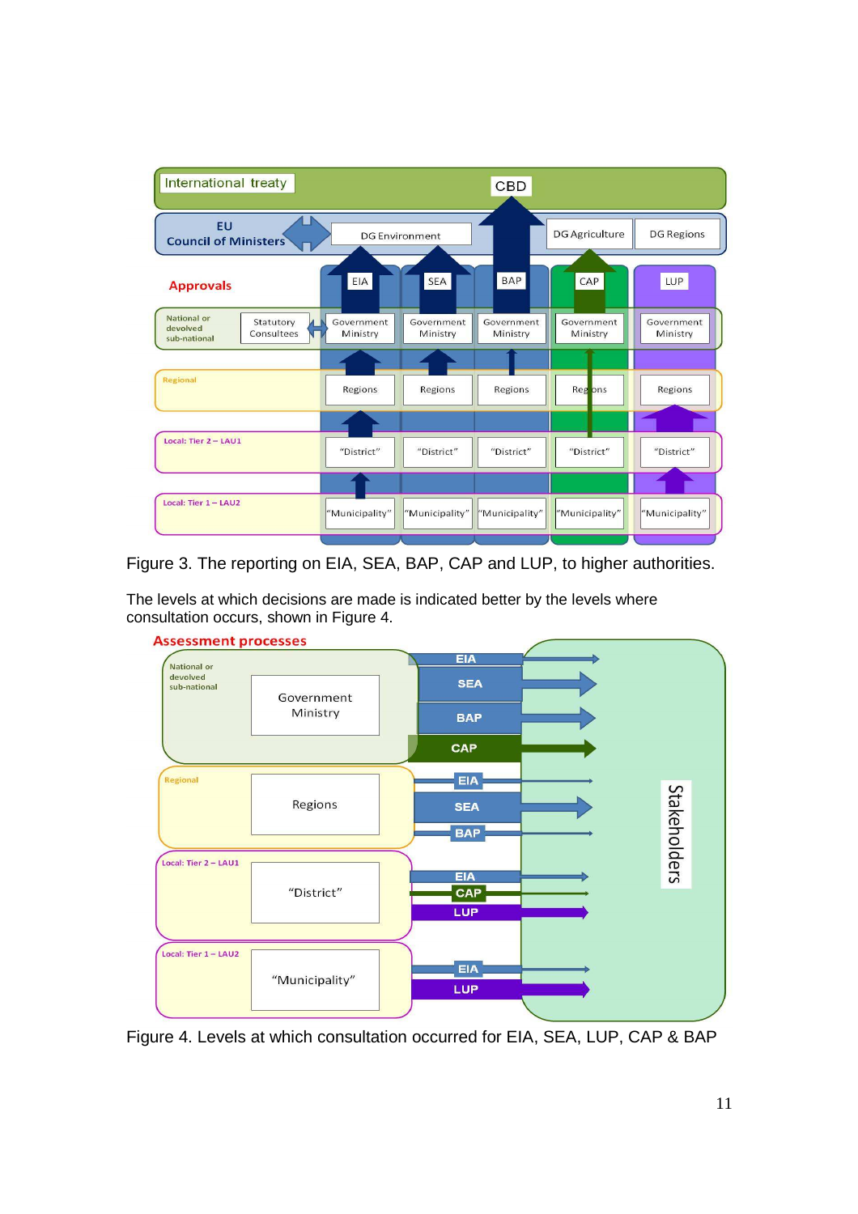Figure 3. The reporting on EIA, SEA, BAP, CAP and LUP, to higher authorities.

The levels at which decisions are made is indicated better by the levels where consultation occurs, shown in Figure 4.

Figure 4. Levels at which consultation occurred for EIA, SEA, LUP, CAP & BAP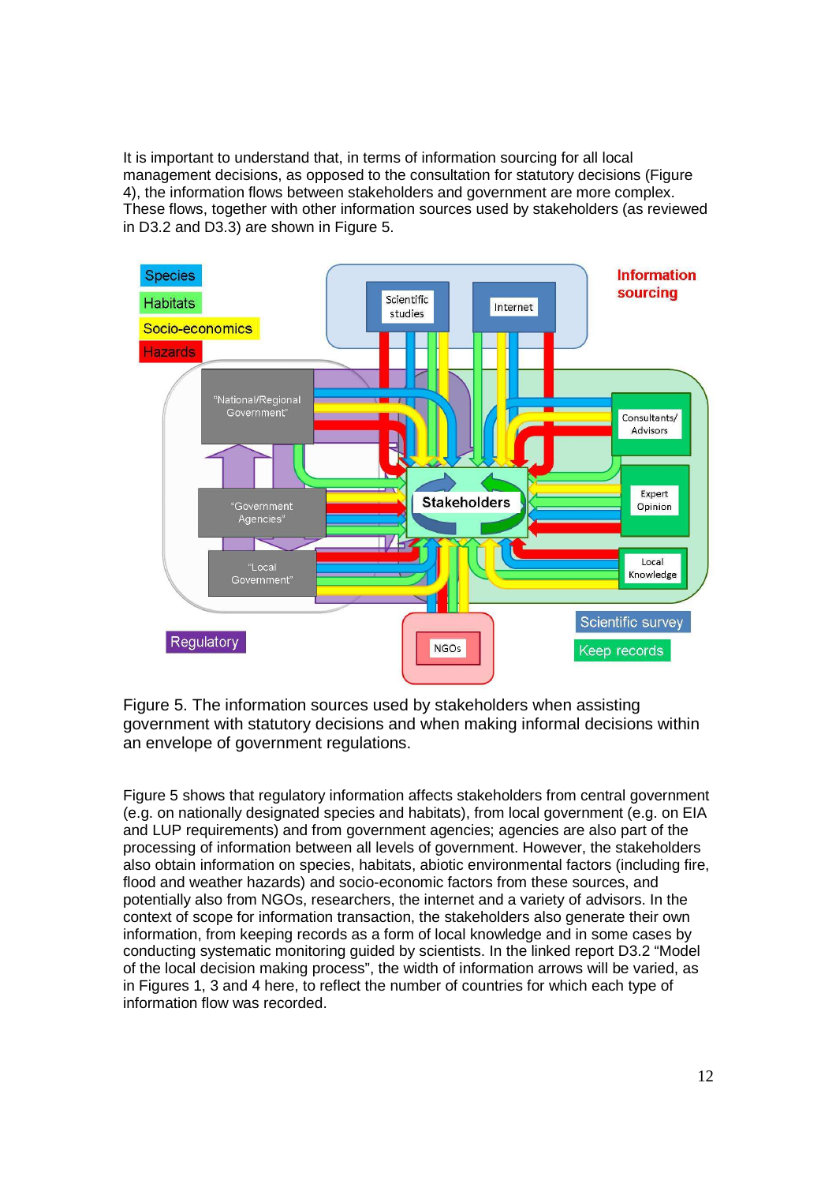It is important to understand that, in terms of information sourcing for all local management decisions, as opposed to the consultation for statutory decisions (Figure 4), the information flows between stakeholders and government are more complex. These flows, together with other information sources used by stakeholders (as reviewed in D3.2 and D3.3) are shown in Figure 5.

Figure 5. The information sources used by stakeholders when assisting government with statutory decisions and when making informal decisions within an envelope of government regulations.

Figure 5 shows that regulatory information affects stakeholders from central government (e.g. on nationally designated species and habitats), from local government (e.g. on EIA and LUP requirements) and from government agencies; agencies are also part of the processing of information between all levels of government. However, the stakeholders also obtain information on species, habitats, abiotic environmental factors (including fire, flood and weather hazards) and socio-economic factors from these sources, and potentially also from NGOs, researchers, the internet and a variety of advisors. In the context of scope for information transaction, the stakeholders also generate their own information, from keeping records as a form of local knowledge and in some cases by conducting systematic monitoring guided by scientists. In the linked report D3.2 "Model of the local decision making process", the width of information arrows will be varied, as in Figures 1, 3 and 4 here, to reflect the number of countries for which each type of information flow was recorded.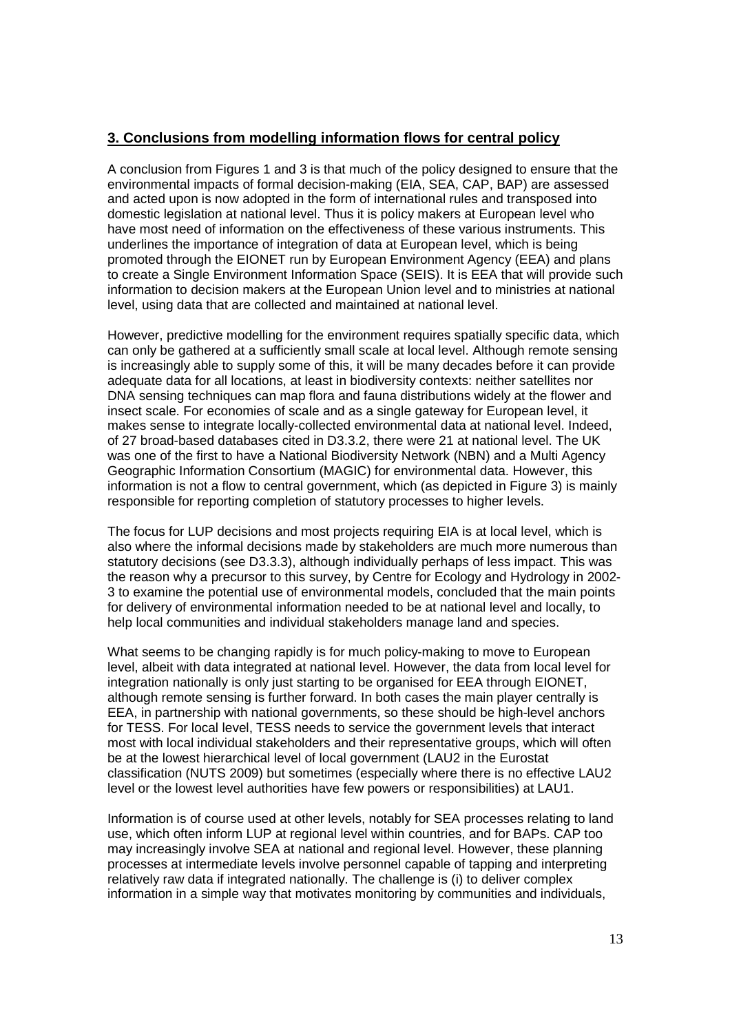## 3. Conclusions from modelling information flows for central policy

A conclusion from Figures 1 and 3 is that much of the policy designed to ensure that the environmental impacts of formal decision-making (EIA, SEA, CAP, BAP) are assessed and acted upon is now adopted in the form of international rules and transposed into domestic legislation at national level. Thus it is policy makers at European level who have most need of information on the effectiveness of these various instruments. This underlines the importance of integration of data at European level, which is being promoted through the EIONET run by European Environment Agency (EEA) and plans to create a Single Environment Information Space (SEIS). It is EEA that will provide such information to decision makers at the European Union level and to ministries at national level, using data that are collected and maintained at national level.

However, predictive modelling for the environment requires spatially specific data, which can only be gathered at a sufficiently small scale at local level. Although remote sensing is increasingly able to supply some of this, it will be many decades before it can provide adequate data for all locations, at least in biodiversity contexts: neither satellites nor DNA sensing techniques can map flora and fauna distributions widely at the flower and insect scale. For economies of scale and as a single gateway for European level, it makes sense to integrate locally-collected environmental data at national level. Indeed, of 27 broad-based databases cited in D3.3.2, there were 21 at national level. The UK was one of the first to have a National Biodiversity Network (NBN) and a Multi Agency Geographic Information Consortium (MAGIC) for environmental data. However, this information is not a flow to central government, which (as depicted in Figure 3) is mainly responsible for reporting completion of statutory processes to higher levels.

The focus for LUP decisions and most projects requiring EIA is at local level, which is also where the informal decisions made by stakeholders are much more numerous than statutory decisions (see D3.3.3), although individually perhaps of less impact. This was the reason why a precursor to this survey, by Centre for Ecology and Hydrology in 2002-3 to examine the potential use of environmental models, concluded that the main points for delivery of environmental information needed to be at national level and locally, to help local communities and individual stakeholders manage land and species.

What seems to be changing rapidly is for much policy-making to move to European level, albeit with data integrated at national level. However, the data from local level for integration nationally is only just starting to be organised for EEA through EIONET, although remote sensing is further forward. In both cases the main player centrally is EEA, in partnership with national governments, so these should be high-level anchors for TESS. For local level, TESS needs to service the government levels that interact most with local individual stakeholders and their representative groups, which will often be at the lowest hierarchical level of local government (LAU2 in the Eurostat classification (NUTS 2009) but sometimes (especially where there is no effective LAU2 level or the lowest level authorities have few powers or responsibilities) at LAU1.

Information is of course used at other levels, notably for SEA processes relating to land use, which often inform LUP at regional level within countries, and for BAPs. CAP too may increasingly involve SEA at national and regional level. However, these planning processes at intermediate levels involve personnel capable of tapping and interpreting relatively raw data if integrated nationally. The challenge is (i) to deliver complex information in a simple way that motivates monitoring by communities and individuals,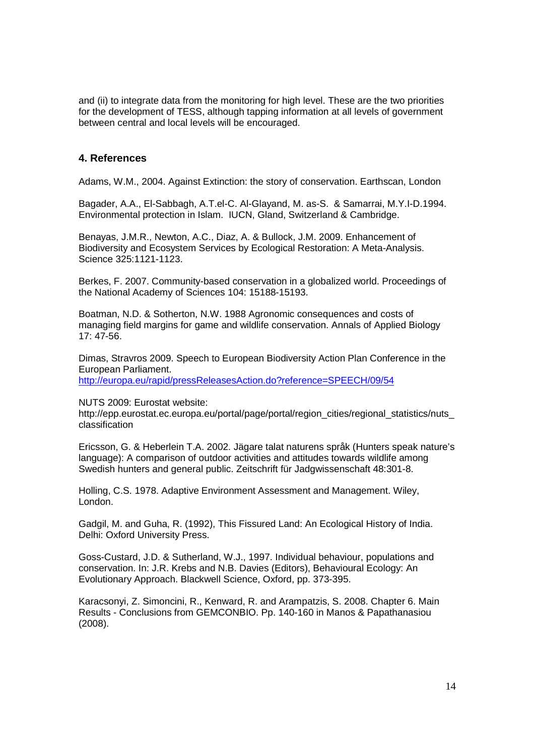and (ii) to integrate data from the monitoring for high level. These are the two priorities for the development of TESS, although tapping information at all levels of government between central and local levels will be encouraged.

## 4. References

Adams, W.M., 2004. Against Extinction: the story of conservation. Earthscan, London

Bagader, A.A., El-Sabbagh, A.T.el-C. Al-Glayand, M. as-S. & Samarrai, M.Y.I-D.1994. Environmental protection in Islam. IUCN, Gland, Switzerland & Cambridge.

Benayas, J.M.R., Newton, A.C., Diaz, A. & Bullock, J.M. 2009. Enhancement of Biodiversity and Ecosystem Services by Ecological Restoration: A Meta-Analysis. Science 325:1121-1123.

Berkes, F. 2007. Community-based conservation in a globalized world. Proceedings of the National Academy of Sciences 104: 15188-15193.

Boatman, N.D. & Sotherton, N.W. 1988 Agronomic consequences and costs of managing field margins for game and wildlife conservation. Annals of Applied Biology 17: 47-56.

Dimas, Stravros 2009. Speech to European Biodiversity Action Plan Conference in the European Parliament.
http://europa.eu/rapid/pressReleasesAction.do?reference=SPEECH/09/54

NUTS 2009: Eurostat website:
http://epp.eurostat.ec.europa.eu/portal/page/portal/region_cities/regional_statistics/nuts_classification

Ericsson, G. & Heberlein T.A. 2002. Jägare talat naturens språk (Hunters speak nature's language): A comparison of outdoor activities and attitudes towards wildlife among Swedish hunters and general public. Zeitschrift für Jadgwissenschaft 48:301-8.

Holling, C.S. 1978. Adaptive Environment Assessment and Management. Wiley, London.

Gadgil, M. and Guha, R. (1992), This Fissured Land: An Ecological History of India. Delhi: Oxford University Press.

Goss-Custard, J.D. & Sutherland, W.J., 1997. Individual behaviour, populations and conservation. In: J.R. Krebs and N.B. Davies (Editors), Behavioural Ecology: An Evolutionary Approach. Blackwell Science, Oxford, pp. 373-395.

Karacsonyi, Z. Simoncini, R., Kenward, R. and Arampatzis, S. 2008. Chapter 6. Main Results - Conclusions from GEMCONBIO. Pp. 140-160 in Manos & Papathanasiou (2008).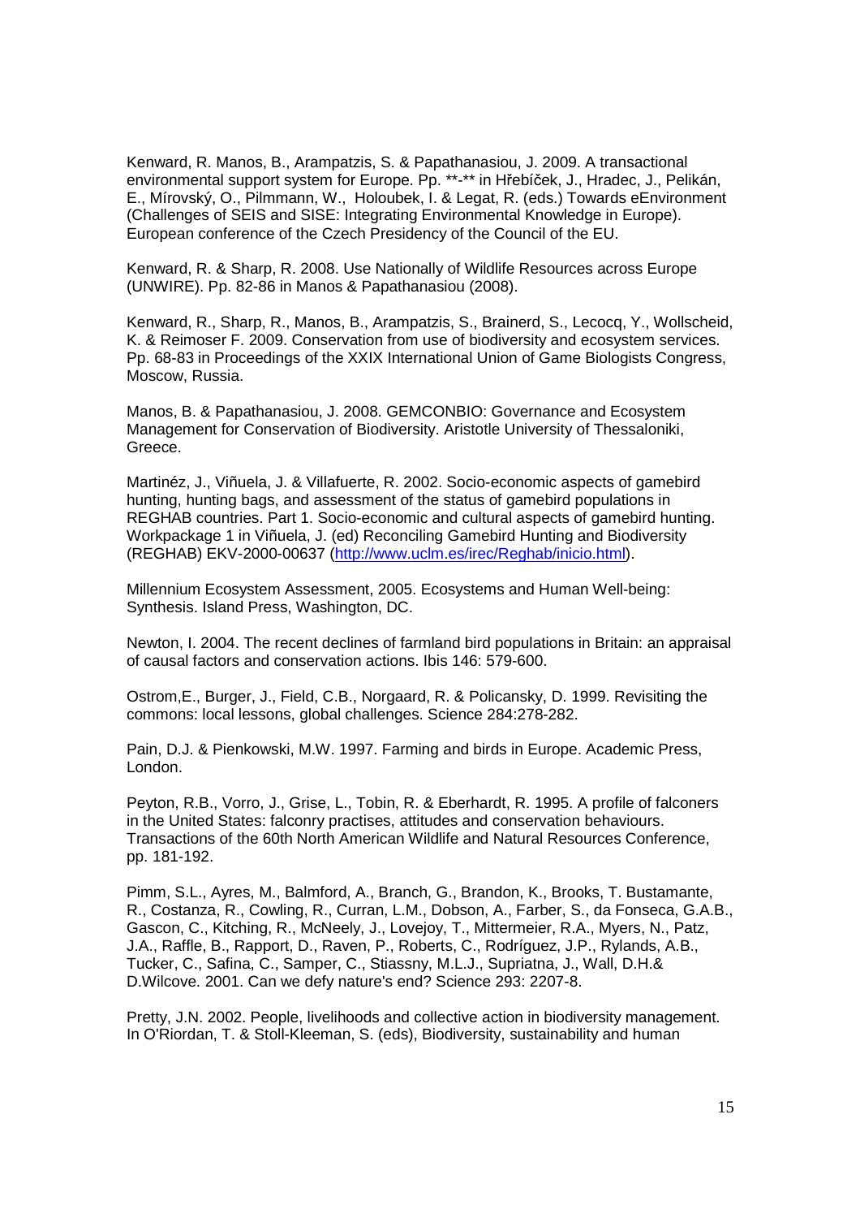Kenward, R. Manos, B., Arampatzis, S. & Papathanasiou, J. 2009. A transactional environmental support system for Europe. Pp. **-** in Hřebíček, J., Hradec, J., Pelikán, E., Mírovský, O., Pilmmann, W., Holoubek, I. & Legat, R. (eds.) Towards eEnvironment (Challenges of SEIS and SISE: Integrating Environmental Knowledge in Europe). European conference of the Czech Presidency of the Council of the EU.

Kenward, R. & Sharp, R. 2008. Use Nationally of Wildlife Resources across Europe (UNWIRE). Pp. 82-86 in Manos & Papathanasiou (2008).

Kenward, R., Sharp, R., Manos, B., Arampatzis, S., Brainerd, S., Lecocq, Y., Wollscheid, K. & Reimoser F. 2009. Conservation from use of biodiversity and ecosystem services. Pp. 68-83 in Proceedings of the XXIX International Union of Game Biologists Congress, Moscow, Russia.

Manos, B. & Papathanasiou, J. 2008. GEMCONBIO: Governance and Ecosystem Management for Conservation of Biodiversity. Aristotle University of Thessaloniki, Greece.

Martinéz, J., Viñuela, J. & Villafuerte, R. 2002. Socio-economic aspects of gamebird hunting, hunting bags, and assessment of the status of gamebird populations in REGHAB countries. Part 1. Socio-economic and cultural aspects of gamebird hunting. Workpackage 1 in Viñuela, J. (ed) Reconciling Gamebird Hunting and Biodiversity (REGHAB) EKV-2000-00637 (http://www.uclm.es/irec/Reghab/inicio.html).

Millennium Ecosystem Assessment, 2005. Ecosystems and Human Well-being: Synthesis. Island Press, Washington, DC.

Newton, I. 2004. The recent declines of farmland bird populations in Britain: an appraisal of causal factors and conservation actions. Ibis 146: 579-600.

Ostrom,E., Burger, J., Field, C.B., Norgaard, R. & Policansky, D. 1999. Revisiting the commons: local lessons, global challenges. Science 284:278-282.

Pain, D.J. & Pienkowski, M.W. 1997. Farming and birds in Europe. Academic Press, London.

Peyton, R.B., Vorro, J., Grise, L., Tobin, R. & Eberhardt, R. 1995. A profile of falconers in the United States: falconry practises, attitudes and conservation behaviours. Transactions of the 60th North American Wildlife and Natural Resources Conference, pp. 181-192.

Pimm, S.L., Ayres, M., Balmford, A., Branch, G., Brandon, K., Brooks, T. Bustamante, R., Costanza, R., Cowling, R., Curran, L.M., Dobson, A., Farber, S., da Fonseca, G.A.B., Gascon, C., Kitching, R., McNeely, J., Lovejoy, T., Mittermeier, R.A., Myers, N., Patz, J.A., Raffle, B., Rapport, D., Raven, P., Roberts, C., Rodríguez, J.P., Rylands, A.B., Tucker, C., Safina, C., Samper, C., Stiassny, M.L.J., Supriatna, J., Wall, D.H.& D.Wilcove. 2001. Can we defy nature's end? Science 293: 2207-8.

Pretty, J.N. 2002. People, livelihoods and collective action in biodiversity management. In O'Riordan, T. & Stoll-Kleeman, S. (eds), Biodiversity, sustainability and human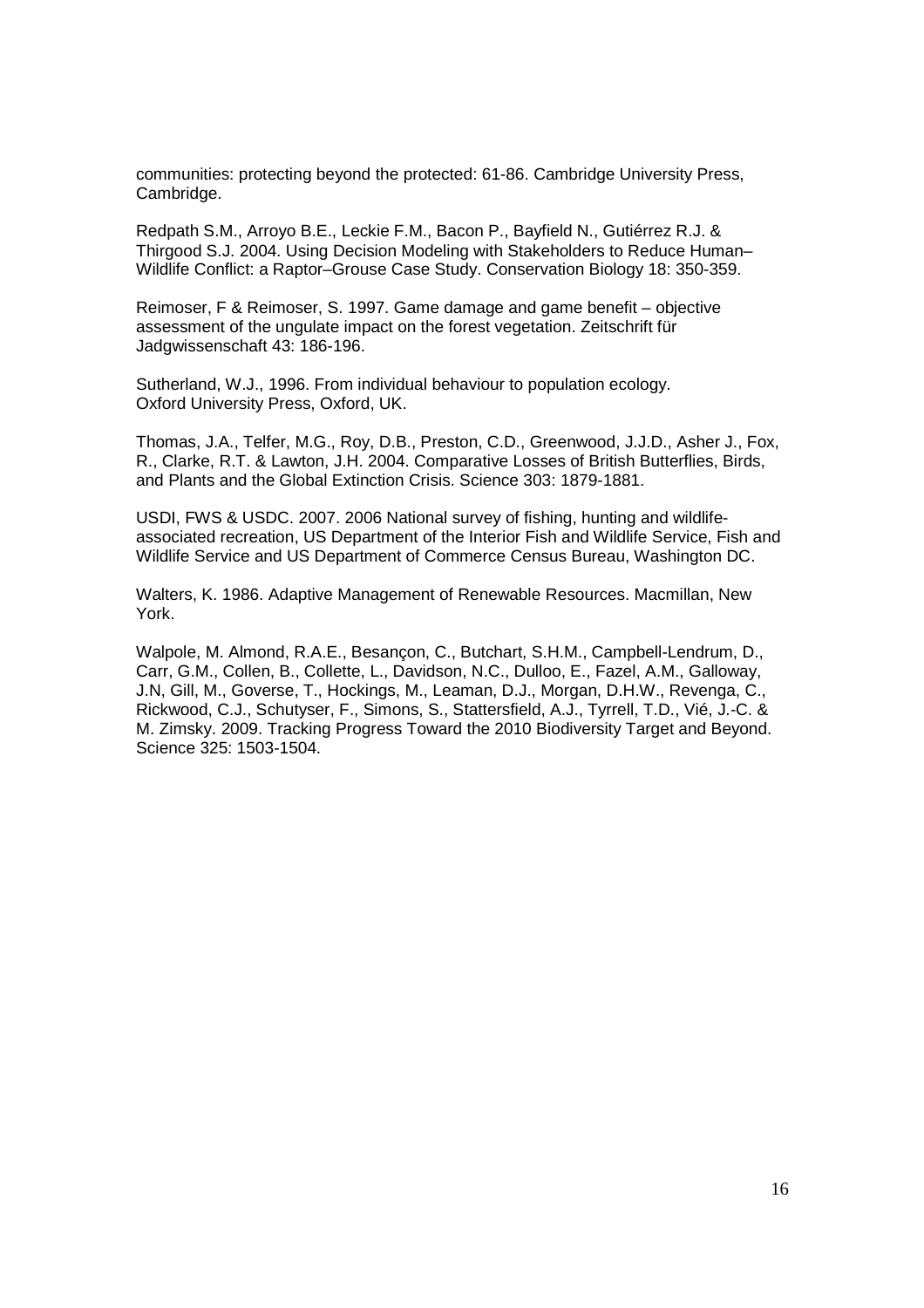communities: protecting beyond the protected: 61-86. Cambridge University Press, Cambridge.

Redpath S.M., Arroyo B.E., Leckie F.M., Bacon P., Bayfield N., Gutiérrez R.J. & Thirgood S.J. 2004. Using Decision Modeling with Stakeholders to Reduce Human–Wildlife Conflict: a Raptor–Grouse Case Study. Conservation Biology 18: 350-359.

Reimoser, F & Reimoser, S. 1997. Game damage and game benefit – objective assessment of the ungulate impact on the forest vegetation. Zeitschrift für Jadgwissenschaft 43: 186-196.

Sutherland, W.J., 1996. From individual behaviour to population ecology. Oxford University Press, Oxford, UK.

Thomas, J.A., Telfer, M.G., Roy, D.B., Preston, C.D., Greenwood, J.J.D., Asher J., Fox, R., Clarke, R.T. & Lawton, J.H. 2004. Comparative Losses of British Butterflies, Birds, and Plants and the Global Extinction Crisis. Science 303: 1879-1881.

USDI, FWS & USDC. 2007. 2006 National survey of fishing, hunting and wildlife-associated recreation, US Department of the Interior Fish and Wildlife Service, Fish and Wildlife Service and US Department of Commerce Census Bureau, Washington DC.

Walters, K. 1986. Adaptive Management of Renewable Resources. Macmillan, New York.

Walpole, M. Almond, R.A.E., Besançon, C., Butchart, S.H.M., Campbell-Lendrum, D., Carr, G.M., Collen, B., Collette, L., Davidson, N.C., Dulloo, E., Fazel, A.M., Galloway, J.N, Gill, M., Goverse, T., Hockings, M., Leaman, D.J., Morgan, D.H.W., Revenga, C., Rickwood, C.J., Schutyser, F., Simons, S., Stattersfield, A.J., Tyrrell, T.D., Vié, J.-C. & M. Zimsky. 2009. Tracking Progress Toward the 2010 Biodiversity Target and Beyond. Science 325: 1503-1504.